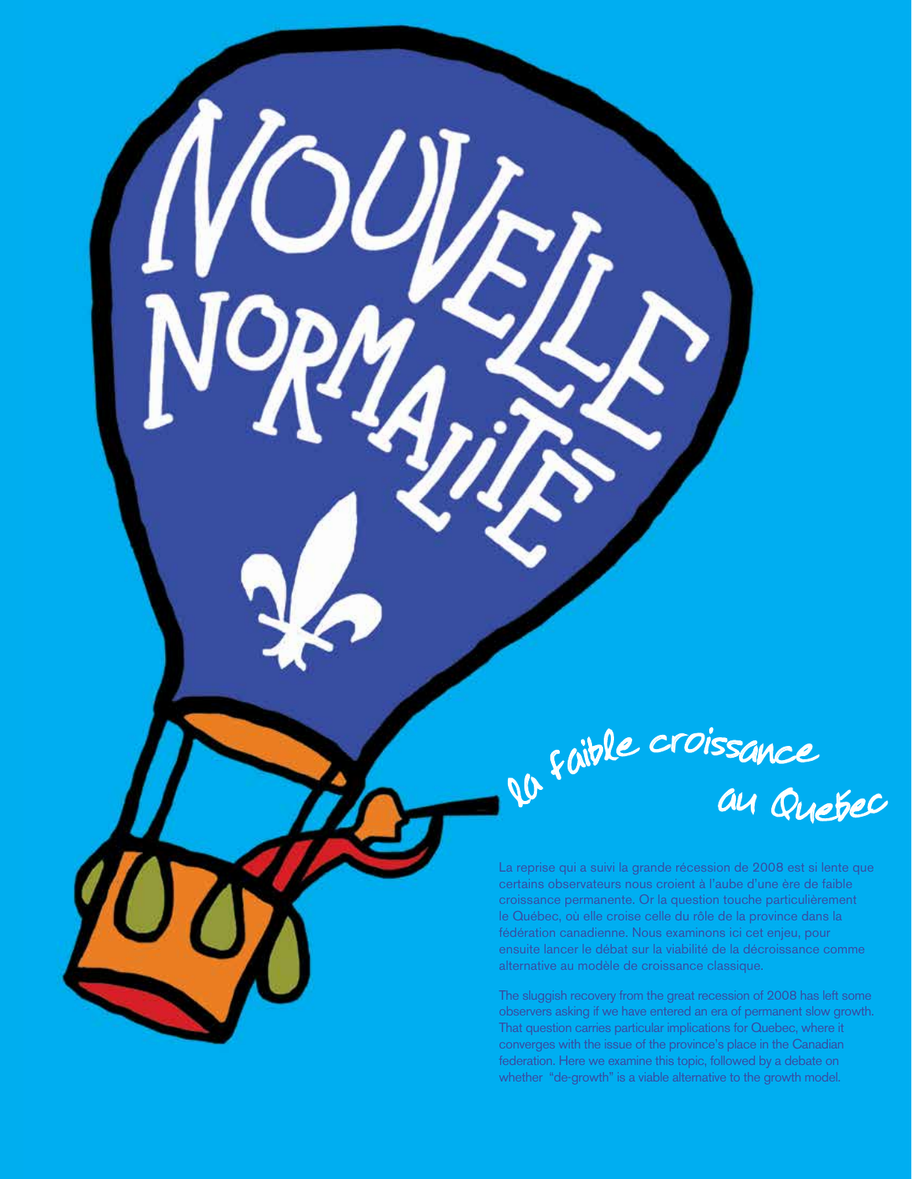# Nouvelle normalité

## La faible croissance au Québec

La reprise qui a suivi la grande récession de 2008 est si lente que certains observateurs nous croient à l'aube d'une ère de faible croissance permanente. Or la question touche particulièrement le Québec, où elle croise celle du rôle de la province dans la fédération canadienne. Nous examinons ici cet enjeu, pour ensuite lancer le débat sur la viabilité de la décroissance comme alternative au modèle de croissance classique.

The sluggish recovery from the great recession of 2008 has left some observers asking if we have entered an era of permanent slow growth. That question carries particular implications for Quebec, where it converges with the issue of the province's place in the Canadian federation. Here we examine this topic, followed by a debate on whether "de-growth" is a viable alternative to the growth model.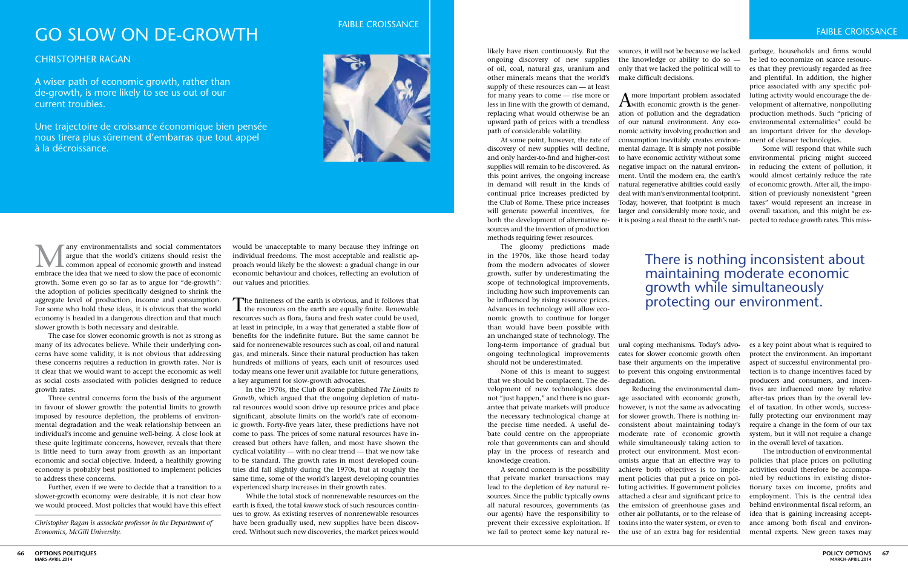# GO SLOW ON DE-GROWTH

## CHRISTOPHER RAGAN

A wiser path of economic growth, rather than de-growth, is more likely to see us out of our current troubles.

Une trajectoire de croissance économique bien pensée nous tirera plus sûrement d'embarras que tout appel à la décroissance.

Many environmentalists and social commentators argue that the world's citizens should resist the common appeal of economic growth and instead embrace the idea that we need to slow the pace of economic growth. Some even go so far as to argue for "de-growth": the adoption of policies specifically designed to shrink the aggregate level of production, income and consumption. For some who hold these ideas, it is obvious that the world economy is headed in a dangerous direction and that much slower growth is both necessary and desirable.

The case for slower economic growth is not as strong as many of its advocates believe. While their underlying concerns have some validity, it is not obvious that addressing these concerns requires a reduction in growth rates. Nor is it clear that we would want to accept the economic as well as social costs associated with policies designed to reduce growth rates.

Three central concerns form the basis of the argument in favour of slower growth: the potential limits to growth imposed by resource depletion, the problems of environmental degradation and the weak relationship between an individual's income and genuine well-being. A close look at these quite legitimate concerns, however, reveals that there is little need to turn away from growth as an important economic and social objective. Indeed, a healthily growing economy is probably best positioned to implement policies to address these concerns.

Further, even if we were to decide that a transition to a slower-growth economy were desirable, it is not clear how we would proceed. Most policies that would have this effect would be unacceptable to many because they infringe on individual freedoms. The most acceptable and realistic approach would likely be the slowest: a gradual change in our economic behaviour and choices, reflecting an evolution of our values and priorities.

*Christopher Ragan is associate professor in the Department of Economics, McGill University.*

The finiteness of the earth is obvious, and it follows that the resources on the earth are equally finite. Renewable resources such as flora, fauna and fresh water could be used, at least in principle, in a way that generated a stable flow of benefits for the indefinite future. But the same cannot be said for nonrenewable resources such as coal, oil and natural gas, and minerals. Since their natural production has taken hundreds of millions of years, each unit of resources used today means one fewer unit available for future generations, a key argument for slow-growth advocates.

In the 1970s, the Club of Rome published *The Limits to Growth*, which argued that the ongoing depletion of natural resources would soon drive up resource prices and place significant, absolute limits on the world's rate of economic growth. Forty-five years later, these predictions have not come to pass. The prices of some natural resources have increased but others have fallen, and most have shown the cyclical volatility — with no clear trend — that we now take to be standard. The growth rates in most developed countries did fall slightly during the 1970s, but at roughly the same time, some of the world's largest developing countries experienced sharp increases in their growth rates.

While the total stock of nonrenewable resources on the earth is fixed, the total *known* stock of such resources continues to grow. As existing reserves of nonrenewable resources have been gradually used, new supplies have been discovered. Without such new discoveries, the market prices would likely have risen continuously. But the ongoing discovery of new supplies of oil, coal, natural gas, uranium and other minerals means that the world's supply of these resources can — at least for many years to come — rise more or less in line with the growth of demand, replacing what would otherwise be an upward path of prices with a trendless path of considerable volatility.

At some point, however, the rate of discovery of new supplies will decline, and only harder-to-find and higher-cost supplies will remain to be discovered. As this point arrives, the ongoing increase in demand will result in the kinds of continual price increases predicted by the Club of Rome. These price increases will generate powerful incentives, for both the development of alternative resources and the invention of production methods requiring fewer resources.

The gloomy predictions made in the 1970s, like those heard today from the modern advocates of slower growth, suffer by underestimating the scope of technological improvements, including how such improvements can be influenced by rising resource prices. Advances in technology will allow economic growth to continue for longer than would have been possible with an unchanged state of technology. The long-term importance of gradual but ongoing technological improvements should not be underestimated.

None of this is meant to suggest that we should be complacent. The development of new technologies does not "just happen," and there is no guarantee that private markets will produce the necessary technological change at the precise time needed. A useful debate could centre on the appropriate role that governments can and should play in the process of research and knowledge creation.

A second concern is the possibility that private market transactions may lead to the depletion of *key* natural resources. Since the public typically owns all natural resources, governments (as our agents) have the responsibility to prevent their excessive exploitation. If we fail to protect some key natural resources, it will not be because we lacked the knowledge or ability to do so — only that we lacked the political will to make difficult decisions.

A more important problem associated with economic growth is the generation of pollution and the degradation of our natural environment. Any economic activity involving production and consumption inevitably creates environmental damage. It is simply not possible to have economic activity without some negative impact on the natural environment. Until the modern era, the earth's natural regenerative abilities could easily deal with man's environmental footprint. Today, however, that footprint is much larger and considerably more toxic, and it is posing a real threat to the earth's natural coping mechanisms. Today's advocates for slower economic growth often base their arguments on the imperative to prevent this ongoing environmental degradation.

> There is nothing inconsistent about maintaining moderate economic growth while simultaneously protecting our environment.

Reducing the environmental damage associated with economic growth, however, is not the same as advocating for slower growth. There is nothing inconsistent about maintaining today's moderate rate of economic growth while simultaneously taking action to protect our environment. Most economists argue that an effective way to achieve both objectives is to implement policies that put a price on polluting activities. If government policies attached a clear and significant price to the emission of greenhouse gases and other air pollutants, or to the release of toxins into the water system, or even to the use of an extra bag for residential garbage, households and firms would be led to economize on scarce resources that they previously regarded as free and plentiful. In addition, the higher price associated with any specific polluting activity would encourage the development of alternative, nonpolluting production methods. Such "pricing of environmental externalities" could be an important driver for the development of cleaner technologies.

Some will respond that while such environmental pricing might succeed in reducing the extent of pollution, it would almost certainly reduce the rate of economic growth. After all, the imposition of previously nonexistent "green taxes" would represent an increase in overall taxation, and this might be expected to reduce growth rates. This misses a key point about what is required to protect the environment. An important aspect of successful environmental protection is to change incentives faced by producers and consumers, and incentives are influenced more by relative after-tax prices than by the overall level of taxation. In other words, successfully protecting our environment may require a change in the form of our tax system, but it will not require a change in the overall level of taxation.

The introduction of environmental policies that place prices on polluting activities could therefore be accompanied by reductions in existing distortionary taxes on income, profits and employment. This is the central idea behind environmental fiscal reform, an idea that is gaining increasing acceptance among both fiscal and environmental experts. New green taxes may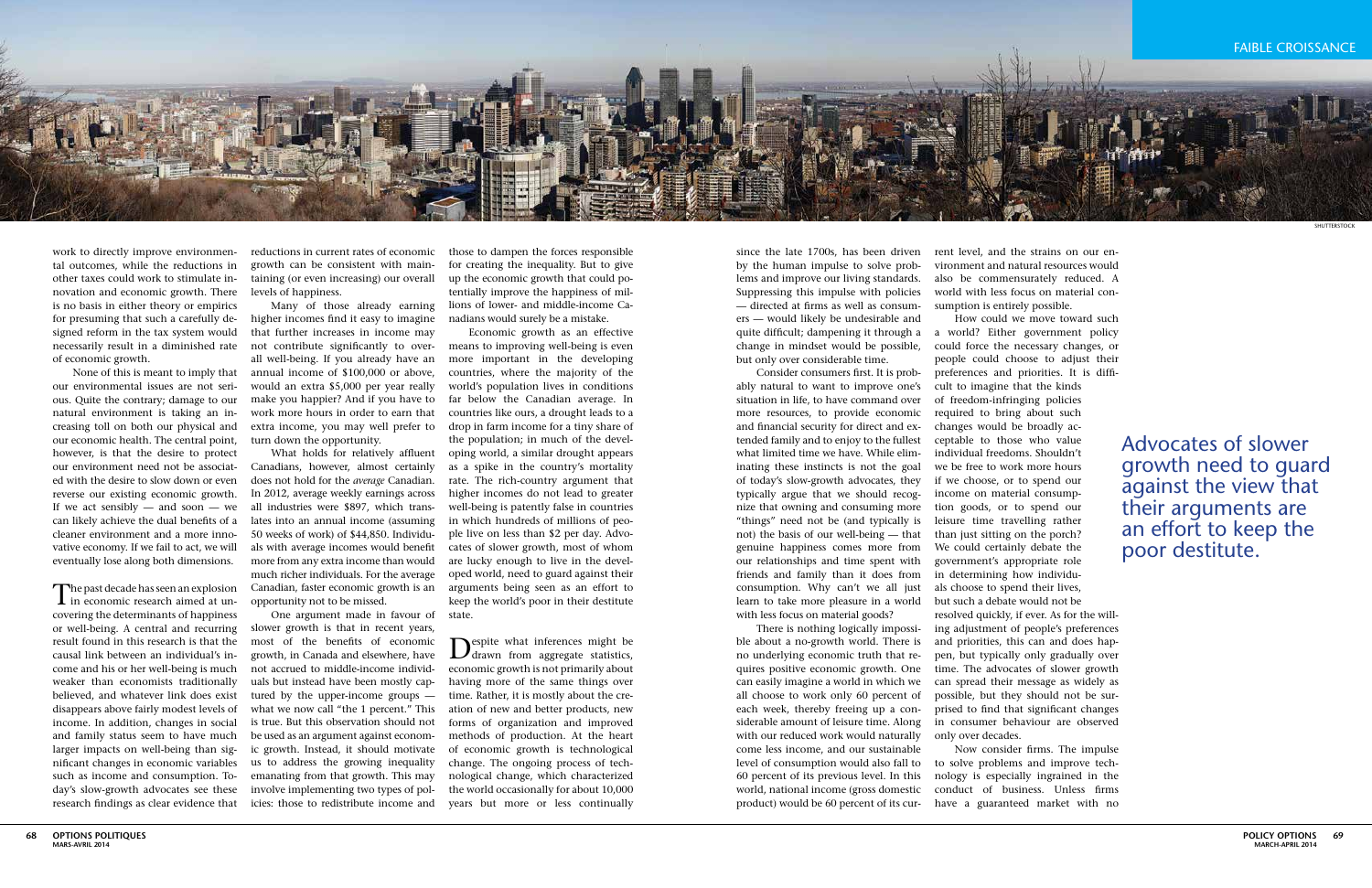work to directly improve environmental outcomes, while the reductions in other taxes could work to stimulate innovation and economic growth. There is no basis in either theory or empirics for presuming that such a carefully designed reform in the tax system would necessarily result in a diminished rate of economic growth.

None of this is meant to imply that our environmental issues are not serious. Quite the contrary; damage to our natural environment is taking an increasing toll on both our physical and our economic health. The central point, however, is that the desire to protect our environment need not be associated with the desire to slow down or even reverse our existing economic growth. If we act sensibly — and soon — we can likely achieve the dual benefits of a cleaner environment and a more innovative economy. If we fail to act, we will eventually lose along both dimensions.

The past decade has seen an explosion in economic research aimed at uncovering the determinants of happiness or well-being. A central and recurring result found in this research is that the causal link between an individual's income and his or her well-being is much weaker than economists traditionally believed, and whatever link does exist disappears above fairly modest levels of income. In addition, changes in social and family status seem to have much larger impacts on well-being than significant changes in economic variables such as income and consumption. Today's slow-growth advocates see these research findings as clear evidence that reductions in current rates of economic growth can be consistent with maintaining (or even increasing) our overall levels of happiness.

Many of those already earning higher incomes find it easy to imagine that further increases in income may not contribute significantly to overall well-being. If you already have an annual income of $100,000 or above, would an extra $5,000 per year really make you happier? And if you have to work more hours in order to earn that extra income, you may well prefer to turn down the opportunity.

What holds for relatively affluent Canadians, however, almost certainly does not hold for the *average* Canadian. In 2012, average weekly earnings across all industries were $897, which translates into an annual income (assuming 50 weeks of work) of $44,850. Individuals with average incomes would benefit more from any extra income than would much richer individuals. For the average Canadian, faster economic growth is an opportunity not to be missed.

One argument made in favour of slower growth is that in recent years, most of the benefits of economic growth, in Canada and elsewhere, have not accrued to middle-income individuals but instead have been mostly captured by the upper-income groups — what we now call "the 1 percent." This is true. But this observation should not be used as an argument against economic growth. Instead, it should motivate us to address the growing inequality emanating from that growth. This may involve implementing two types of policies: those to redistribute income and those to dampen the forces responsible for creating the inequality. But to give up the economic growth that could potentially improve the happiness of millions of lower- and middle-income Canadians would surely be a mistake.

Economic growth as an effective means to improving well-being is even more important in the developing countries, where the majority of the world's population lives in conditions far below the Canadian average. In countries like ours, a drought leads to a drop in farm income for a tiny share of the population; in much of the developing world, a similar drought appears as a spike in the country's mortality rate. The rich-country argument that higher incomes do not lead to greater well-being is patently false in countries in which hundreds of millions of people live on less than $2 per day. Advocates of slower growth, most of whom are lucky enough to live in the developed world, need to guard against their arguments being seen as an effort to keep the world's poor in their destitute state.

Despite what inferences might be drawn from aggregate statistics, economic growth is not primarily about having more of the same things over time. Rather, it is mostly about the creation of new and better products, new forms of organization and improved methods of production. At the heart of economic growth is technological change. The ongoing process of technological change, which characterized the world occasionally for about 10,000 years but more or less continually since the late 1700s, has been driven by the human impulse to solve problems and improve our living standards. Suppressing this impulse with policies — directed at firms as well as consumers — would likely be undesirable and quite difficult; dampening it through a change in mindset would be possible, but only over considerable time.

Consider consumers first. It is probably natural to want to improve one's situation in life, to have command over more resources, to provide economic and financial security for direct and extended family and to enjoy to the fullest what limited time we have. While eliminating these instincts is not the goal of today's slow-growth advocates, they typically argue that we should recognize that owning and consuming more "things" need not be (and typically is not) the basis of our well-being — that genuine happiness comes more from our relationships and time spent with friends and family than it does from consumption. Why can't we all just learn to take more pleasure in a world with less focus on material goods?

There is nothing logically impossible about a no-growth world. There is no underlying economic truth that requires positive economic growth. One can easily imagine a world in which we all choose to work only 60 percent of each week, thereby freeing up a considerable amount of leisure time. Along with our reduced work would naturally come less income, and our sustainable level of consumption would also fall to 60 percent of its previous level. In this world, national income (gross domestic product) would be 60 percent of its current level, and the strains on our environment and natural resources would also be commensurately reduced. A world with less focus on material consumption is entirely possible.

How could we move toward such a world? Either government policy could force the necessary changes, or people could choose to adjust their preferences and priorities. It is difficult to imagine that the kinds of freedom-infringing policies required to bring about such changes would be broadly acceptable to those who value individual freedoms. Shouldn't we be free to work more hours if we choose, or to spend our income on material consumption goods, or to spend our leisure time travelling rather than just sitting on the porch? We could certainly debate the government's appropriate role in determining how individuals choose to spend their lives, but such a debate would not be resolved quickly, if ever. As for the willing adjustment of people's preferences and priorities, this can and does happen, but typically only gradually over time. The advocates of slower growth can spread their message as widely as possible, but they should not be surprised to find that significant changes in consumer behaviour are observed only over decades.

Now consider firms. The impulse to solve problems and improve technology is especially ingrained in the conduct of business. Unless firms have a guaranteed market with no

> Advocates of slower growth need to guard against the view that their arguments are an effort to keep the poor destitute.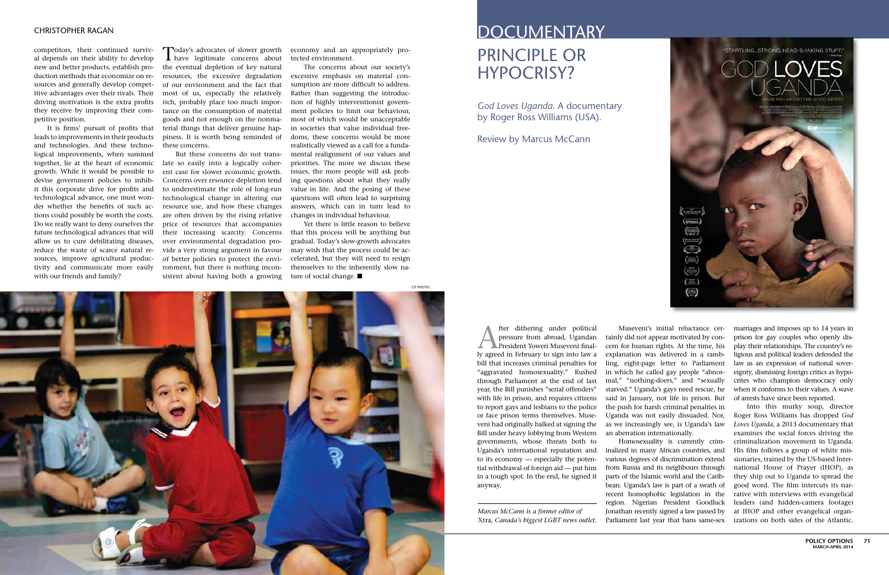competitors, their continued survival depends on their ability to develop new and better products, establish production methods that economize on resources and generally develop competitive advantages over their rivals. Their driving motivation is the extra profits they receive by improving their competitive position.

It is firms' pursuit of profits that leads to improvements in their products and technologies. And these technological improvements, when summed together, lie at the heart of economic growth. While it would be possible to devise government policies to inhibit this corporate drive for profits and technological advance, one must wonder whether the benefits of such actions could possibly be worth the costs. Do we really want to deny ourselves the future technological advances that will allow us to cure debilitating diseases, reduce the waste of scarce natural resources, improve agricultural productivity and communicate more easily with our friends and family?

Today's advocates of slower growth have legitimate concerns about the eventual depletion of key natural resources, the excessive degradation of our environment and the fact that most of us, especially the relatively rich, probably place too much importance on the consumption of material goods and not enough on the nonmaterial things that deliver genuine happiness. It is worth being reminded of these concerns.

But these concerns do not translate so easily into a logically coherent case for slower economic growth. Concerns over resource depletion tend to underestimate the role of long-run technological change in altering our resource use, and how these changes are often driven by the rising relative price of resources that accompanies their increasing scarcity. Concerns over environmental degradation provide a very strong argument in favour of better policies to protect the environment, but there is nothing inconsistent about having both a growing economy and an appropriately protected environment.

The concerns about our society's excessive emphasis on material consumption are more difficult to address. Rather than suggesting the introduction of highly interventionist government policies to limit our behaviour, most of which would be unacceptable in societies that value individual freedoms, these concerns would be more realistically viewed as a call for a fundamental realignment of our values and priorities. The more we discuss these issues, the more people will ask probing questions about what they really value in life. And the posing of these questions will often lead to surprising answers, which can in turn lead to changes in individual behaviour.

Yet there is little reason to believe that this process will be anything but gradual. Today's slow-growth advocates may wish that the process could be accelerated, but they will need to resign themselves to the inherently slow nature of social change. ■

CP PHOTO

# DOCUMENTARY

## PRINCIPLE OR HYPOCRISY?

*God Loves Uganda.* A documentary by Roger Ross Williams (USA).

Review by Marcus McCann

After dithering under political pressure from abroad, Ugandan President Yoweri Museveni finally agreed in February to sign into law a bill that increases criminal penalties for "aggravated homosexuality." Rushed through Parliament at the end of last year, the Bill punishes "serial offenders" with life in prison, and requires citizens to report gays and lesbians to the police or face prison terms themselves. Museveni had originally balked at signing the Bill under heavy lobbying from Western governments, whose threats both to Uganda's international reputation and to its economy — especially the potential withdrawal of foreign aid — put him in a tough spot. In the end, he signed it anyway.

*Marcus McCann is a former editor of* Xtra, *Canada's biggest LGBT news outlet.*

Museveni's initial reluctance certainly did not appear motivated by concern for human rights. At the time, his explanation was delivered in a rambling, eight-page letter to Parliament in which he called gay people "abnormal," "nothing-doers," and "sexually starved." Uganda's gays need rescue, he said in January, not life in prison. But the push for harsh criminal penalties in Uganda was not easily dissuaded. Nor, as we increasingly see, is Uganda's law an aberration internationally.

Homosexuality is currently criminalized in many African countries, and various degrees of discrimination extend from Russia and its neighbours through parts of the Islamic world and the Caribbean. Uganda's law is part of a swath of recent homophobic legislation in the region. Nigerian President Goodluck Jonathan recently signed a law passed by Parliament last year that bans same-sex marriages and imposes up to 14 years in prison for gay couples who openly display their relationships. The country's religious and political leaders defended the law as an expression of national sovereignty, dismissing foreign critics as hypocrites who champion democracy only when it conforms to their values. A wave of arrests have since been reported.

Into this murky soup, director Roger Ross Williams has dropped *God Loves Uganda*, a 2013 documentary that examines the social forces driving the criminalization movement in Uganda. His film follows a group of white missionaries, trained by the US-based International House of Prayer (IHOP), as they ship out to Uganda to spread the good word. The film intercuts its narrative with interviews with evangelical leaders (and hidden-camera footage) at IHOP and other evangelical organizations on both sides of the Atlantic.